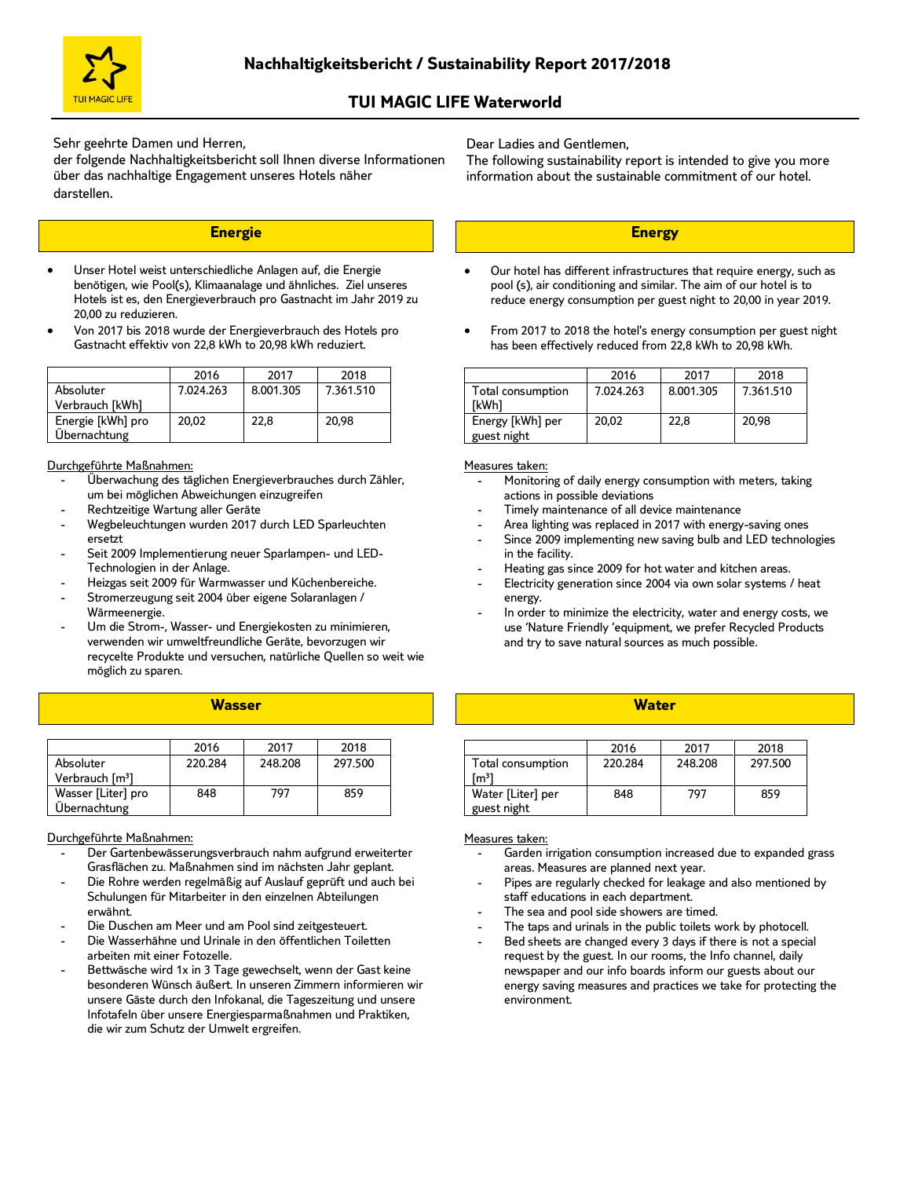# Nachhaltigkeitsbericht / Sustainability Report 2017/2018

## TUI MAGIC LIFE Waterworld

Sehr geehrte Damen und Herren,
der folgende Nachhaltigkeitsbericht soll Ihnen diverse Informationen über das nachhaltige Engagement unseres Hotels näher darstellen.

### Energie

- Unser Hotel weist unterschiedliche Anlagen auf, die Energie benötigen, wie Pool(s), Klimaanalage und ähnliches. Ziel unseres Hotels ist es, den Energieverbrauch pro Gastnacht im Jahr 2019 zu 20,00 zu reduzieren.
- Von 2017 bis 2018 wurde der Energieverbrauch des Hotels pro Gastnacht effektiv von 22,8 kWh to 20,98 kWh reduziert.

| | 2016 | 2017 | 2018 |
|---|---|---|---|
| Absoluter Verbrauch [kWh] | 7.024.263 | 8.001.305 | 7.361.510 |
| Energie [kWh] pro Übernachtung | 20,02 | 22,8 | 20,98 |

Durchgeführte Maßnahmen:

- Überwachung des täglichen Energieverbrauches durch Zähler, um bei möglichen Abweichungen einzugreifen
- Rechtzeitige Wartung aller Geräte
- Wegbeleuchtungen wurden 2017 durch LED Sparleuchten ersetzt
- Seit 2009 Implementierung neuer Sparlampen- und LED-Technologien in der Anlage.
- Heizgas seit 2009 für Warmwasser und Küchenbereiche.
- Stromerzeugung seit 2004 über eigene Solaranlagen / Wärmeenergie.
- Um die Strom-, Wasser- und Energiekosten zu minimieren, verwenden wir umweltfreundliche Geräte, bevorzugen wir recycelte Produkte und versuchen, natürliche Quellen so weit wie möglich zu sparen.

### Wasser

| | 2016 | 2017 | 2018 |
|---|---|---|---|
| Absoluter Verbrauch [m³] | 220.284 | 248.208 | 297.500 |
| Wasser [Liter] pro Übernachtung | 848 | 797 | 859 |

Durchgeführte Maßnahmen:

- Der Gartenbewässerungsverbrauch nahm aufgrund erweiterter Grasflächen zu. Maßnahmen sind im nächsten Jahr geplant.
- Die Rohre werden regelmäßig auf Auslauf geprüft und auch bei Schulungen für Mitarbeiter in den einzelnen Abteilungen erwähnt.
- Die Duschen am Meer und am Pool sind zeitgesteuert.
- Die Wasserhähne und Urinale in den öffentlichen Toiletten arbeiten mit einer Fotozelle.
- Bettwäsche wird 1x in 3 Tage gewechselt, wenn der Gast keine besonderen Wünsch äußert. In unseren Zimmern informieren wir unsere Gäste durch den Infokanal, die Tageszeitung und unsere Infotafeln über unsere Energiesparmaßnahmen und Praktiken, die wir zum Schutz der Umwelt ergreifen.

---

Dear Ladies and Gentlemen,
The following sustainability report is intended to give you more information about the sustainable commitment of our hotel.

### Energy

- Our hotel has different infrastructures that require energy, such as pool (s), air conditioning and similar. The aim of our hotel is to reduce energy consumption per guest night to 20,00 in year 2019.
- From 2017 to 2018 the hotel's energy consumption per guest night has been effectively reduced from 22,8 kWh to 20,98 kWh.

| | 2016 | 2017 | 2018 |
|---|---|---|---|
| Total consumption [kWh] | 7.024.263 | 8.001.305 | 7.361.510 |
| Energy [kWh] per guest night | 20,02 | 22,8 | 20,98 |

Measures taken:

- Monitoring of daily energy consumption with meters, taking actions in possible deviations
- Timely maintenance of all device maintenance
- Area lighting was replaced in 2017 with energy-saving ones
- Since 2009 implementing new saving bulb and LED technologies in the facility.
- Heating gas since 2009 for hot water and kitchen areas.
- Electricity generation since 2004 via own solar systems / heat energy.
- In order to minimize the electricity, water and energy costs, we use 'Nature Friendly 'equipment, we prefer Recycled Products and try to save natural sources as much possible.

### Water

| | 2016 | 2017 | 2018 |
|---|---|---|---|
| Total consumption [m³] | 220.284 | 248.208 | 297.500 |
| Water [Liter] per guest night | 848 | 797 | 859 |

Measures taken:

- Garden irrigation consumption increased due to expanded grass areas. Measures are planned next year.
- Pipes are regularly checked for leakage and also mentioned by staff educations in each department.
- The sea and pool side showers are timed.
- The taps and urinals in the public toilets work by photocell.
- Bed sheets are changed every 3 days if there is not a special request by the guest. In our rooms, the Info channel, daily newspaper and our info boards inform our guests about our energy saving measures and practices we take for protecting the environment.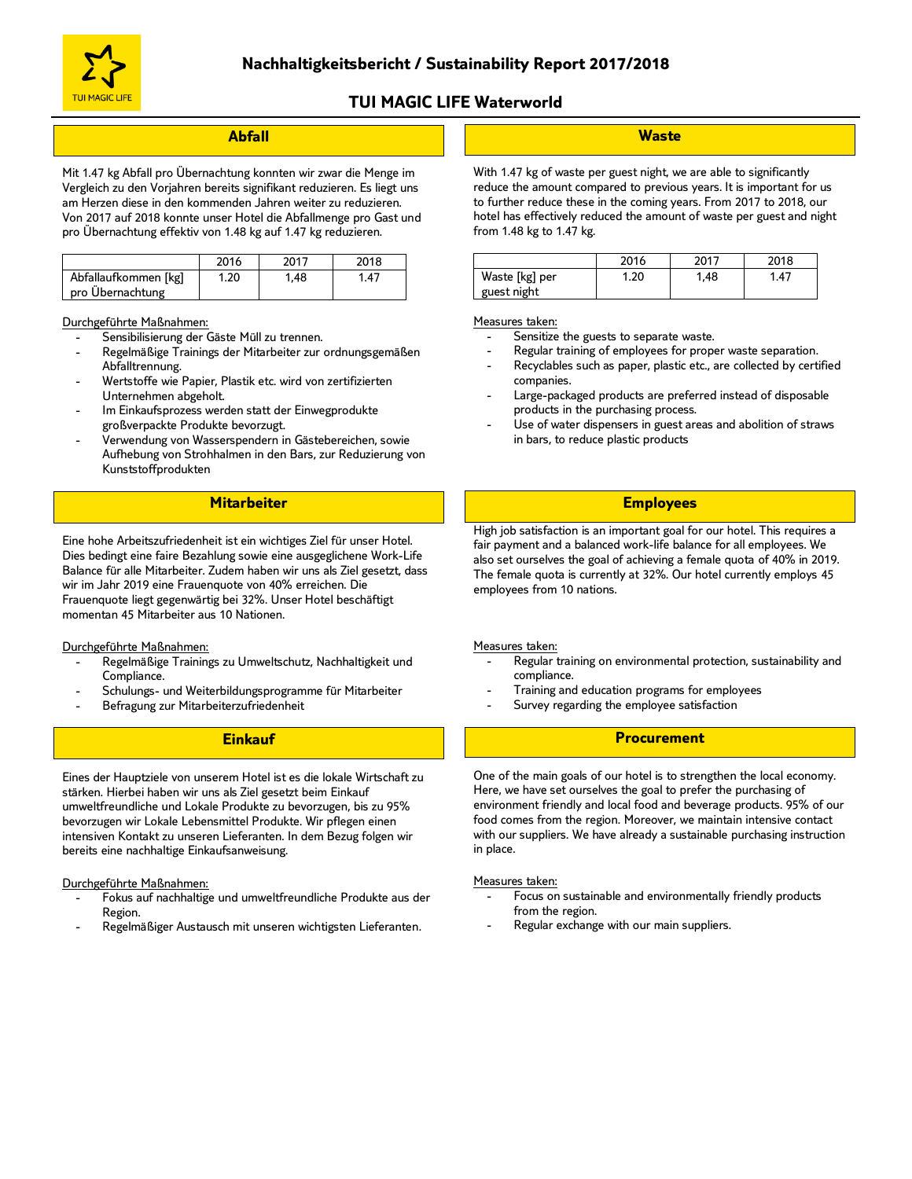# Nachhaltigkeitsbericht / Sustainability Report 2017/2018

## TUI MAGIC LIFE Waterworld

### Abfall

Mit 1.47 kg Abfall pro Übernachtung konnten wir zwar die Menge im Vergleich zu den Vorjahren bereits signifikant reduzieren. Es liegt uns am Herzen diese in den kommenden Jahren weiter zu reduzieren. Von 2017 auf 2018 konnte unser Hotel die Abfallmenge pro Gast und pro Übernachtung effektiv von 1.48 kg auf 1.47 kg reduzieren.

| | 2016 | 2017 | 2018 |
|---|---|---|---|
| Abfallaufkommen [kg] pro Übernachtung | 1.20 | 1,48 | 1.47 |

Durchgeführte Maßnahmen:

- Sensibilisierung der Gäste Müll zu trennen.
- Regelmäßige Trainings der Mitarbeiter zur ordnungsgemäßen Abfalltrennung.
- Wertstoffe wie Papier, Plastik etc. wird von zertifizierten Unternehmen abgeholt.
- Im Einkaufsprozess werden statt der Einwegprodukte großverpackte Produkte bevorzugt.
- Verwendung von Wasserspendern in Gästebereichen, sowie Aufhebung von Strohhalmen in den Bars, zur Reduzierung von Kunststoffprodukten

### Waste

With 1.47 kg of waste per guest night, we are able to significantly reduce the amount compared to previous years. It is important for us to further reduce these in the coming years. From 2017 to 2018, our hotel has effectively reduced the amount of waste per guest and night from 1.48 kg to 1.47 kg.

| | 2016 | 2017 | 2018 |
|---|---|---|---|
| Waste [kg] per guest night | 1.20 | 1,48 | 1.47 |

Measures taken:

- Sensitize the guests to separate waste.
- Regular training of employees for proper waste separation.
- Recyclables such as paper, plastic etc., are collected by certified companies.
- Large-packaged products are preferred instead of disposable products in the purchasing process.
- Use of water dispensers in guest areas and abolition of straws in bars, to reduce plastic products

### Mitarbeiter

Eine hohe Arbeitszufriedenheit ist ein wichtiges Ziel für unser Hotel. Dies bedingt eine faire Bezahlung sowie eine ausgeglichene Work-Life Balance für alle Mitarbeiter. Zudem haben wir uns als Ziel gesetzt, dass wir im Jahr 2019 eine Frauenquote von 40% erreichen. Die Frauenquote liegt gegenwärtig bei 32%. Unser Hotel beschäftigt momentan 45 Mitarbeiter aus 10 Nationen.

Durchgeführte Maßnahmen:

- Regelmäßige Trainings zu Umweltschutz, Nachhaltigkeit und Compliance.
- Schulungs- und Weiterbildungsprogramme für Mitarbeiter
- Befragung zur Mitarbeiterzufriedenheit

### Employees

High job satisfaction is an important goal for our hotel. This requires a fair payment and a balanced work-life balance for all employees. We also set ourselves the goal of achieving a female quota of 40% in 2019. The female quota is currently at 32%. Our hotel currently employs 45 employees from 10 nations.

Measures taken:

- Regular training on environmental protection, sustainability and compliance.
- Training and education programs for employees
- Survey regarding the employee satisfaction

### Einkauf

Eines der Hauptziele von unserem Hotel ist es die lokale Wirtschaft zu stärken. Hierbei haben wir uns als Ziel gesetzt beim Einkauf umweltfreundliche und Lokale Produkte zu bevorzugen, bis zu 95% bevorzugen wir Lokale Lebensmittel Produkte. Wir pflegen einen intensiven Kontakt zu unseren Lieferanten. In dem Bezug folgen wir bereits eine nachhaltige Einkaufsanweisung.

Durchgeführte Maßnahmen:

- Fokus auf nachhaltige und umweltfreundliche Produkte aus der Region.
- Regelmäßiger Austausch mit unseren wichtigsten Lieferanten.

### Procurement

One of the main goals of our hotel is to strengthen the local economy. Here, we have set ourselves the goal to prefer the purchasing of environment friendly and local food and beverage products. 95% of our food comes from the region. Moreover, we maintain intensive contact with our suppliers. We have already a sustainable purchasing instruction in place.

Measures taken:

- Focus on sustainable and environmentally friendly products from the region.
- Regular exchange with our main suppliers.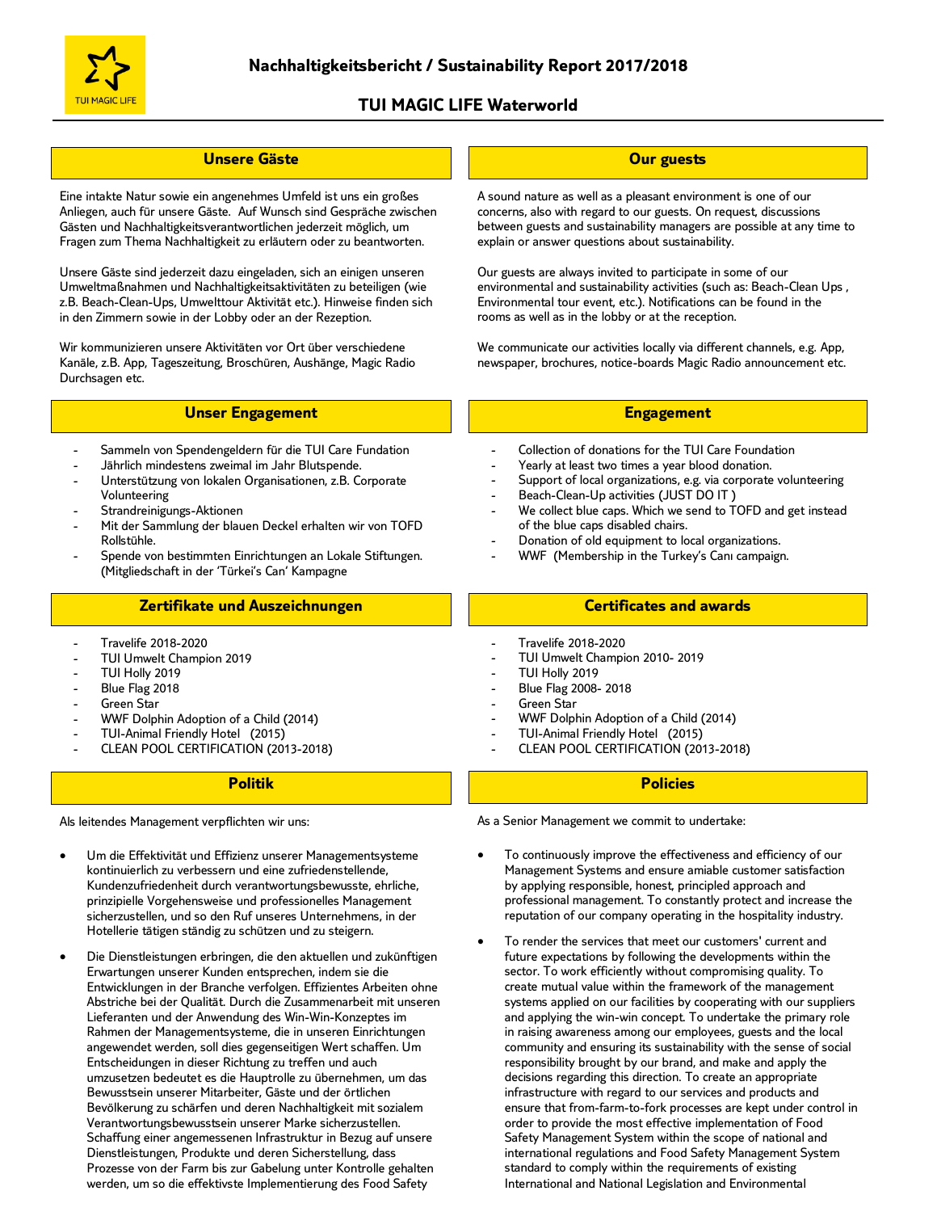# Nachhaltigkeitsbericht / Sustainability Report 2017/2018

## TUI MAGIC LIFE Waterworld

### Unsere Gäste

Eine intakte Natur sowie ein angenehmes Umfeld ist uns ein großes Anliegen, auch für unsere Gäste. Auf Wunsch sind Gespräche zwischen Gästen und Nachhaltigkeitsverantwortlichen jederzeit möglich, um Fragen zum Thema Nachhaltigkeit zu erläutern oder zu beantworten.

Unsere Gäste sind jederzeit dazu eingeladen, sich an einigen unseren Umweltmaßnahmen und Nachhaltigkeitsaktivitäten zu beteiligen (wie z.B. Beach-Clean-Ups, Umwelttour Aktivität etc.). Hinweise finden sich in den Zimmern sowie in der Lobby oder an der Rezeption.

Wir kommunizieren unsere Aktivitäten vor Ort über verschiedene Kanäle, z.B. App, Tageszeitung, Broschüren, Aushänge, Magic Radio Durchsagen etc.

### Unser Engagement

- Sammeln von Spendengeldern für die TUI Care Fundation
- Jährlich mindestens zweimal im Jahr Blutspende.
- Unterstützung von lokalen Organisationen, z.B. Corporate Volunteering
- Strandreinigungs-Aktionen
- Mit der Sammlung der blauen Deckel erhalten wir von TOFD Rollstühle.
- Spende von bestimmten Einrichtungen an Lokale Stiftungen. (Mitgliedschaft in der 'Türkei's Can' Kampagne

### Zertifikate und Auszeichnungen

- Travelife 2018-2020
- TUI Umwelt Champion 2019
- TUI Holly 2019
- Blue Flag 2018
- Green Star
- WWF Dolphin Adoption of a Child (2014)
- TUI-Animal Friendly Hotel (2015)
- CLEAN POOL CERTIFICATION (2013-2018)

### Politik

Als leitendes Management verpflichten wir uns:

- Um die Effektivität und Effizienz unserer Managementsysteme kontinuierlich zu verbessern und eine zufriedenstellende, Kundenzufriedenheit durch verantwortungsbewusste, ehrliche, prinzipielle Vorgehensweise und professionelles Management sicherzustellen, und so den Ruf unseres Unternehmens, in der Hotellerie tätigen ständig zu schützen und zu steigern.
- Die Dienstleistungen erbringen, die den aktuellen und zukünftigen Erwartungen unserer Kunden entsprechen, indem sie die Entwicklungen in der Branche verfolgen. Effizientes Arbeiten ohne Abstriche bei der Qualität. Durch die Zusammenarbeit mit unseren Lieferanten und der Anwendung des Win-Win-Konzeptes im Rahmen der Managementsysteme, die in unseren Einrichtungen angewendet werden, soll dies gegenseitigen Wert schaffen. Um Entscheidungen in dieser Richtung zu treffen und auch umzusetzen bedeutet es die Hauptrolle zu übernehmen, um das Bewusstsein unserer Mitarbeiter, Gäste und der örtlichen Bevölkerung zu schärfen und deren Nachhaltigkeit mit sozialem Verantwortungsbewusstsein unserer Marke sicherzustellen. Schaffung einer angemessenen Infrastruktur in Bezug auf unsere Dienstleistungen, Produkte und deren Sicherstellung, dass Prozesse von der Farm bis zur Gabelung unter Kontrolle gehalten werden, um so die effektivste Implementierung des Food Safety

### Our guests

A sound nature as well as a pleasant environment is one of our concerns, also with regard to our guests. On request, discussions between guests and sustainability managers are possible at any time to explain or answer questions about sustainability.

Our guests are always invited to participate in some of our environmental and sustainability activities (such as: Beach-Clean Ups , Environmental tour event, etc.). Notifications can be found in the rooms as well as in the lobby or at the reception.

We communicate our activities locally via different channels, e.g. App, newspaper, brochures, notice-boards Magic Radio announcement etc.

### Engagement

- Collection of donations for the TUI Care Foundation
- Yearly at least two times a year blood donation.
- Support of local organizations, e.g. via corporate volunteering
- Beach-Clean-Up activities (JUST DO IT )
- We collect blue caps. Which we send to TOFD and get instead of the blue caps disabled chairs.
- Donation of old equipment to local organizations.
- WWF (Membership in the Turkey's Canı campaign.

### Certificates and awards

- Travelife 2018-2020
- TUI Umwelt Champion 2010- 2019
- TUI Holly 2019
- Blue Flag 2008- 2018
- Green Star
- WWF Dolphin Adoption of a Child (2014)
- TUI-Animal Friendly Hotel (2015)
- CLEAN POOL CERTIFICATION (2013-2018)

### Policies

As a Senior Management we commit to undertake:

- To continuously improve the effectiveness and efficiency of our Management Systems and ensure amiable customer satisfaction by applying responsible, honest, principled approach and professional management. To constantly protect and increase the reputation of our company operating in the hospitality industry.
- To render the services that meet our customers' current and future expectations by following the developments within the sector. To work efficiently without compromising quality. To create mutual value within the framework of the management systems applied on our facilities by cooperating with our suppliers and applying the win-win concept. To undertake the primary role in raising awareness among our employees, guests and the local community and ensuring its sustainability with the sense of social responsibility brought by our brand, and make and apply the decisions regarding this direction. To create an appropriate infrastructure with regard to our services and products and ensure that from-farm-to-fork processes are kept under control in order to provide the most effective implementation of Food Safety Management System within the scope of national and international regulations and Food Safety Management System standard to comply within the requirements of existing International and National Legislation and Environmental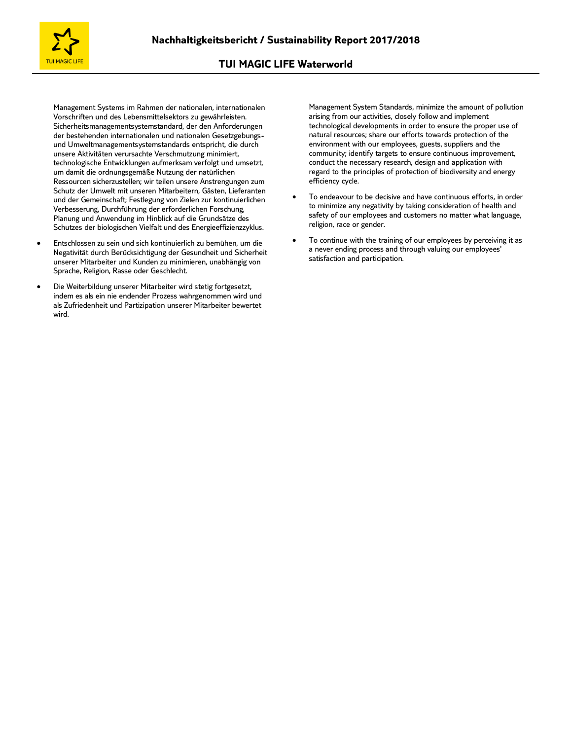Management Systems im Rahmen der nationalen, internationalen Vorschriften und des Lebensmittelsektors zu gewährleisten. Sicherheitsmanagementsystemstandard, der den Anforderungen der bestehenden internationalen und nationalen Gesetzgebungs- und Umweltmanagementsystemstandards entspricht, die durch unsere Aktivitäten verursachte Verschmutzung minimiert, technologische Entwicklungen aufmerksam verfolgt und umsetzt, um damit die ordnungsgemäße Nutzung der natürlichen Ressourcen sicherzustellen; wir teilen unsere Anstrengungen zum Schutz der Umwelt mit unseren Mitarbeitern, Gästen, Lieferanten und der Gemeinschaft; Festlegung von Zielen zur kontinuierlichen Verbesserung, Durchführung der erforderlichen Forschung, Planung und Anwendung im Hinblick auf die Grundsätze des Schutzes der biologischen Vielfalt und des Energieeffizienzzyklus.

- Entschlossen zu sein und sich kontinuierlich zu bemühen, um die Negativität durch Berücksichtigung der Gesundheit und Sicherheit unserer Mitarbeiter und Kunden zu minimieren, unabhängig von Sprache, Religion, Rasse oder Geschlecht.
- Die Weiterbildung unserer Mitarbeiter wird stetig fortgesetzt, indem es als ein nie endender Prozess wahrgenommen wird und als Zufriedenheit und Partizipation unserer Mitarbeiter bewertet wird.

Management System Standards, minimize the amount of pollution arising from our activities, closely follow and implement technological developments in order to ensure the proper use of natural resources; share our efforts towards protection of the environment with our employees, guests, suppliers and the community; identify targets to ensure continuous improvement, conduct the necessary research, design and application with regard to the principles of protection of biodiversity and energy efficiency cycle.

- To endeavour to be decisive and have continuous efforts, in order to minimize any negativity by taking consideration of health and safety of our employees and customers no matter what language, religion, race or gender.
- To continue with the training of our employees by perceiving it as a never ending process and through valuing our employees' satisfaction and participation.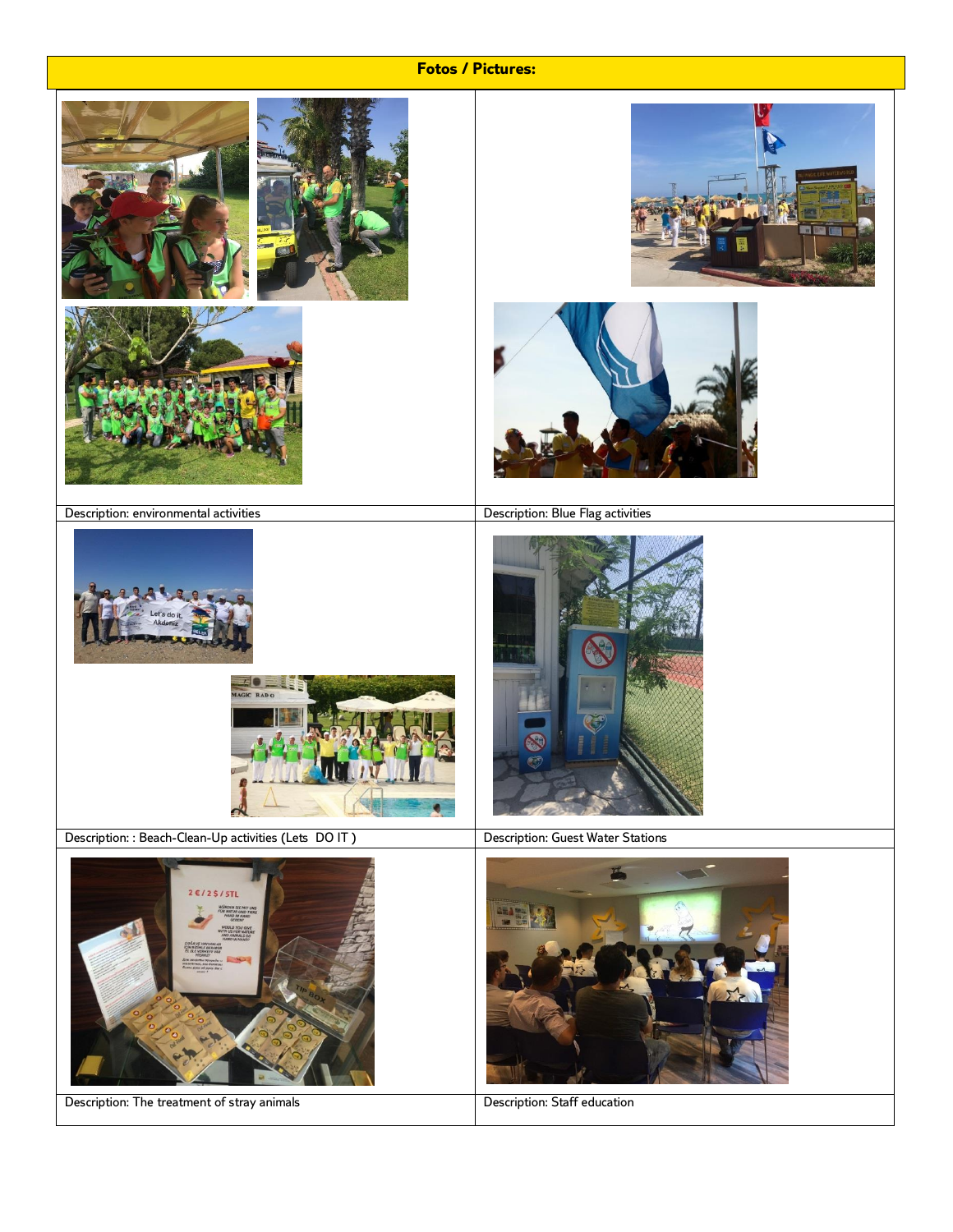**Fotos / Pictures:**

| | |
|---|---|
| Description: environmental activities | Description: Blue Flag activities |
| Description: : Beach-Clean-Up activities (Lets  DO IT ) | Description: Guest Water Stations |
| Description: The treatment of stray animals | Description: Staff education |